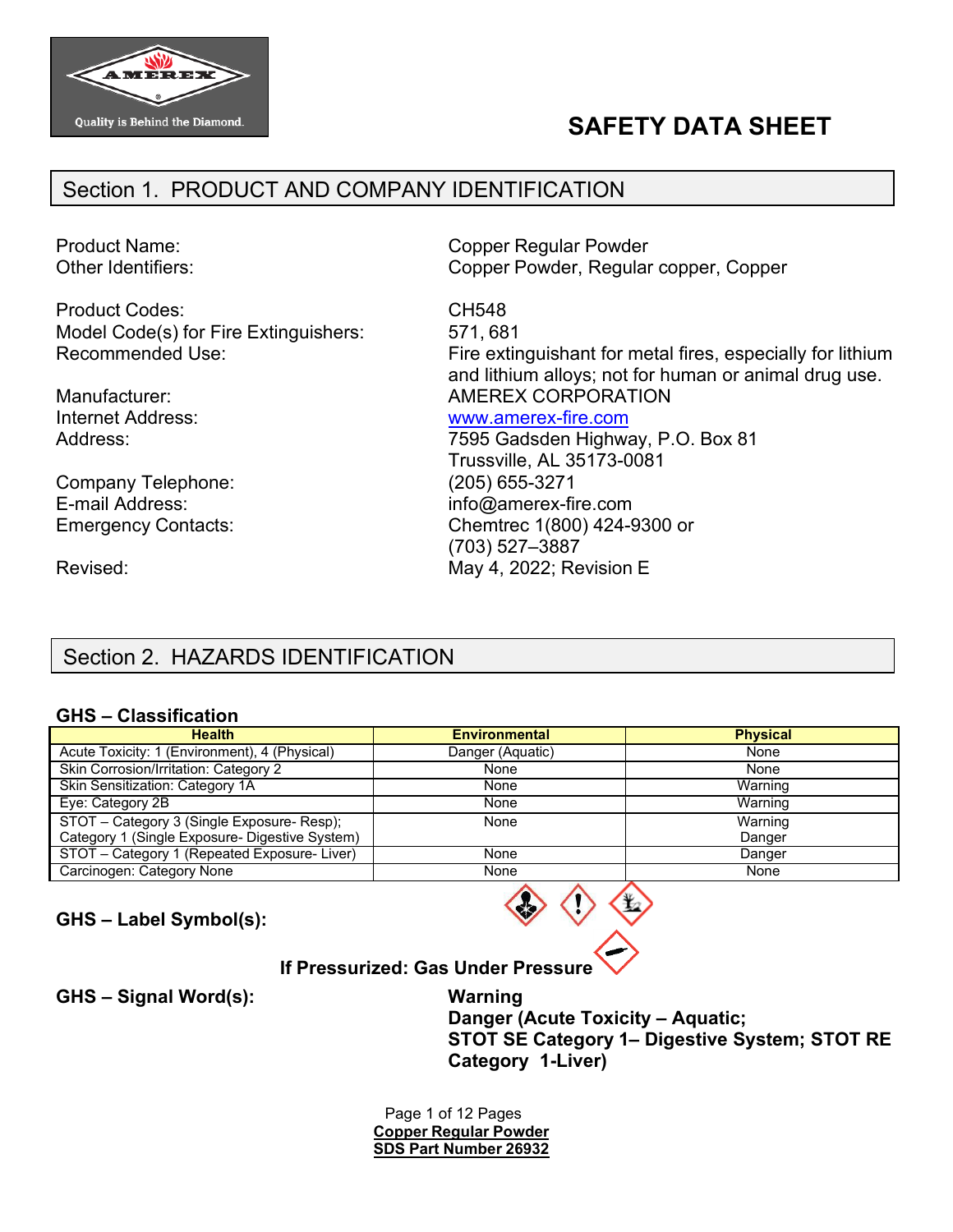# SAFETY DATA SHEET

## Section 1. PRODUCT AND COMPANY IDENTIFICATION

| | |
|---|---|
| Product Name: | Copper Regular Powder |
| Other Identifiers: | Copper Powder, Regular copper, Copper |
| Product Codes: | CH548 |
| Model Code(s) for Fire Extinguishers: | 571, 681 |
| Recommended Use: | Fire extinguishant for metal fires, especially for lithium and lithium alloys; not for human or animal drug use. |
| Manufacturer: | AMEREX CORPORATION |
| Internet Address: | www.amerex-fire.com |
| Address: | 7595 Gadsden Highway, P.O. Box 81<br>Trussville, AL 35173-0081 |
| Company Telephone: | (205) 655-3271 |
| E-mail Address: | info@amerex-fire.com |
| Emergency Contacts: | Chemtrec 1(800) 424-9300 or<br>(703) 527–3887 |
| Revised: | May 4, 2022; Revision E |

## Section 2. HAZARDS IDENTIFICATION

### GHS – Classification

| Health | Environmental | Physical |
|---|---|---|
| Acute Toxicity: 1 (Environment), 4 (Physical) | Danger (Aquatic) | None |
| Skin Corrosion/Irritation: Category 2 | None | None |
| Skin Sensitization: Category 1A | None | Warning |
| Eye: Category 2B | None | Warning |
| STOT – Category 3 (Single Exposure- Resp); Category 1 (Single Exposure- Digestive System) | None | Warning<br>Danger |
| STOT – Category 1 (Repeated Exposure- Liver) | None | Danger |
| Carcinogen: Category None | None | None |

**GHS – Label Symbol(s):**

**If Pressurized: Gas Under Pressure**

**GHS – Signal Word(s):**

**Warning**
**Danger (Acute Toxicity – Aquatic; STOT SE Category 1– Digestive System; STOT RE Category 1-Liver)**

**Copper Regular Powder**
**SDS Part Number 26932**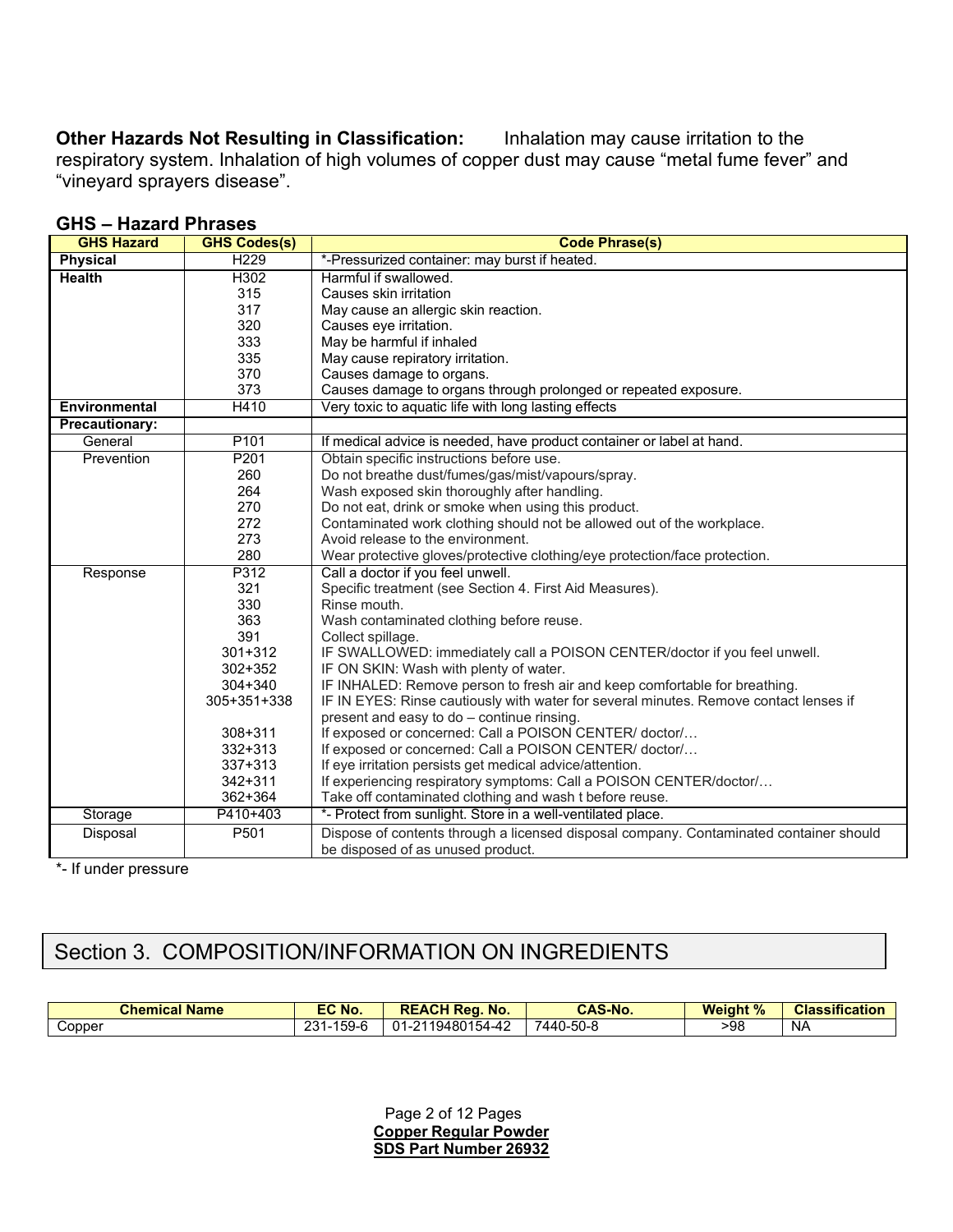**Other Hazards Not Resulting in Classification:** Inhalation may cause irritation to the respiratory system. Inhalation of high volumes of copper dust may cause “metal fume fever” and “vineyard sprayers disease”.

### GHS – Hazard Phrases

| GHS Hazard | GHS Codes(s) | Code Phrase(s) |
|---|---|---|
| **Physical** | H229 | *-Pressurized container: may burst if heated. |
| **Health** | H302 | Harmful if swallowed. |
| | 315 | Causes skin irritation |
| | 317 | May cause an allergic skin reaction. |
| | 320 | Causes eye irritation. |
| | 333 | May be harmful if inhaled |
| | 335 | May cause repiratory irritation. |
| | 370 | Causes damage to organs. |
| | 373 | Causes damage to organs through prolonged or repeated exposure. |
| **Environmental** | H410 | Very toxic to aquatic life with long lasting effects |
| **Precautionary:** | | |
| General | P101 | If medical advice is needed, have product container or label at hand. |
| Prevention | P201 | Obtain specific instructions before use. |
| | 260 | Do not breathe dust/fumes/gas/mist/vapours/spray. |
| | 264 | Wash exposed skin thoroughly after handling. |
| | 270 | Do not eat, drink or smoke when using this product. |
| | 272 | Contaminated work clothing should not be allowed out of the workplace. |
| | 273 | Avoid release to the environment. |
| | 280 | Wear protective gloves/protective clothing/eye protection/face protection. |
| Response | P312 | Call a doctor if you feel unwell. |
| | 321 | Specific treatment (see Section 4. First Aid Measures). |
| | 330 | Rinse mouth. |
| | 363 | Wash contaminated clothing before reuse. |
| | 391 | Collect spillage. |
| | 301+312 | IF SWALLOWED: immediately call a POISON CENTER/doctor if you feel unwell. |
| | 302+352 | IF ON SKIN: Wash with plenty of water. |
| | 304+340 | IF INHALED: Remove person to fresh air and keep comfortable for breathing. |
| | 305+351+338 | IF IN EYES: Rinse cautiously with water for several minutes. Remove contact lenses if present and easy to do – continue rinsing. |
| | 308+311 | If exposed or concerned: Call a POISON CENTER/ doctor/… |
| | 332+313 | If exposed or concerned: Call a POISON CENTER/ doctor/… |
| | 337+313 | If eye irritation persists get medical advice/attention. |
| | 342+311 | If experiencing respiratory symptoms: Call a POISON CENTER/doctor/… |
| | 362+364 | Take off contaminated clothing and wash t before reuse. |
| Storage | P410+403 | *- Protect from sunlight. Store in a well-ventilated place. |
| Disposal | P501 | Dispose of contents through a licensed disposal company. Contaminated container should be disposed of as unused product. |

*- If under pressure

## Section 3. COMPOSITION/INFORMATION ON INGREDIENTS

| Chemical Name | EC No. | REACH Reg. No. | CAS-No. | Weight % | Classification |
|---|---|---|---|---|---|
| Copper | 231-159-6 | 01-2119480154-42 | 7440-50-8 | >98 | NA |

Page 2 of 12 Pages
**Copper Regular Powder**
**SDS Part Number 26932**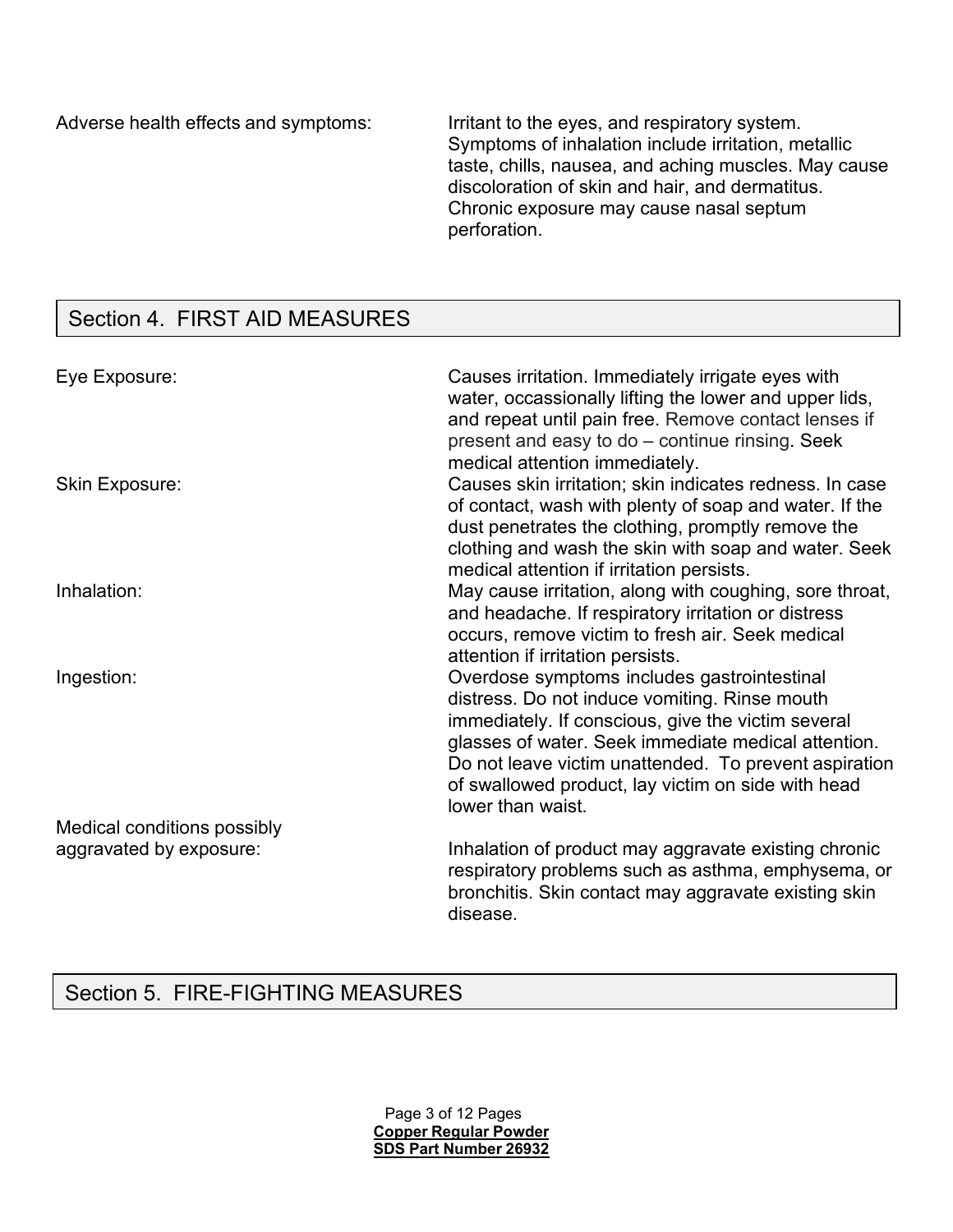Adverse health effects and symptoms: Irritant to the eyes, and respiratory system. Symptoms of inhalation include irritation, metallic taste, chills, nausea, and aching muscles. May cause discoloration of skin and hair, and dermatitus. Chronic exposure may cause nasal septum perforation.

## Section 4. FIRST AID MEASURES

**Eye Exposure:** Causes irritation. Immediately irrigate eyes with water, occassionally lifting the lower and upper lids, and repeat until pain free. Remove contact lenses if present and easy to do – continue rinsing. Seek medical attention immediately.

**Skin Exposure:** Causes skin irritation; skin indicates redness. In case of contact, wash with plenty of soap and water. If the dust penetrates the clothing, promptly remove the clothing and wash the skin with soap and water. Seek medical attention if irritation persists.

**Inhalation:** May cause irritation, along with coughing, sore throat, and headache. If respiratory irritation or distress occurs, remove victim to fresh air. Seek medical attention if irritation persists.

**Ingestion:** Overdose symptoms includes gastrointestinal distress. Do not induce vomiting. Rinse mouth immediately. If conscious, give the victim several glasses of water. Seek immediate medical attention. Do not leave victim unattended. To prevent aspiration of swallowed product, lay victim on side with head lower than waist.

**Medical conditions possibly aggravated by exposure:** Inhalation of product may aggravate existing chronic respiratory problems such as asthma, emphysema, or bronchitis. Skin contact may aggravate existing skin disease.

## Section 5. FIRE-FIGHTING MEASURES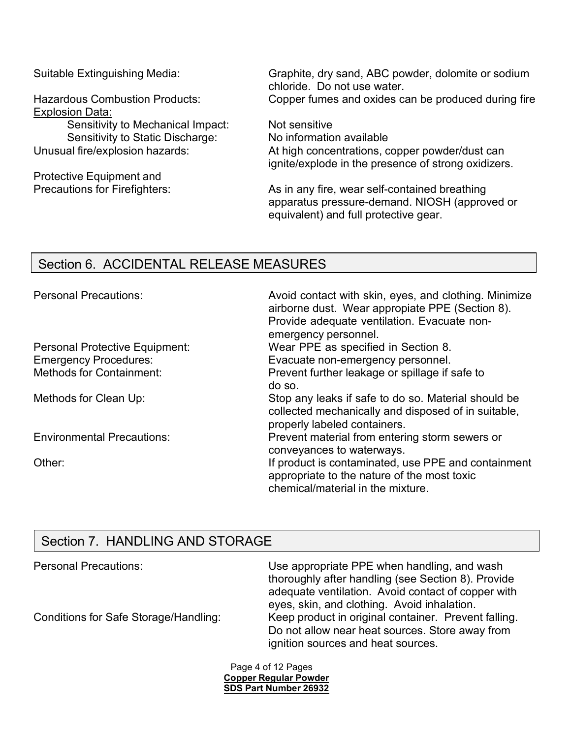| | |
|---|---|
| Suitable Extinguishing Media: | Graphite, dry sand, ABC powder, dolomite or sodium chloride. Do not use water. |
| Hazardous Combustion Products: | Copper fumes and oxides can be produced during fire |
| <u>Explosion Data:</u> | |
| Sensitivity to Mechanical Impact: | Not sensitive |
| Sensitivity to Static Discharge: | No information available |
| Unusual fire/explosion hazards: | At high concentrations, copper powder/dust can ignite/explode in the presence of strong oxidizers. |
| Protective Equipment and Precautions for Firefighters: | As in any fire, wear self-contained breathing apparatus pressure-demand. NIOSH (approved or equivalent) and full protective gear. |

## Section 6. ACCIDENTAL RELEASE MEASURES

| | |
|---|---|
| Personal Precautions: | Avoid contact with skin, eyes, and clothing. Minimize airborne dust. Wear appopiate PPE (Section 8). Provide adequate ventilation. Evacuate non-emergency personnel. |
| Personal Protective Equipment: | Wear PPE as specified in Section 8. |
| Emergency Procedures: | Evacuate non-emergency personnel. |
| Methods for Containment: | Prevent further leakage or spillage if safe to do so. |
| Methods for Clean Up: | Stop any leaks if safe to do so. Material should be collected mechanically and disposed of in suitable, properly labeled containers. |
| Environmental Precautions: | Prevent material from entering storm sewers or conveyances to waterways. |
| Other: | If product is contaminated, use PPE and containment appropriate to the nature of the most toxic chemical/material in the mixture. |

## Section 7. HANDLING AND STORAGE

| | |
|---|---|
| Personal Precautions: | Use appropriate PPE when handling, and wash thoroughly after handling (see Section 8). Provide adequate ventilation. Avoid contact of copper with eyes, skin, and clothing. Avoid inhalation. |
| Conditions for Safe Storage/Handling: | Keep product in original container. Prevent falling. Do not allow near heat sources. Store away from ignition sources and heat sources. |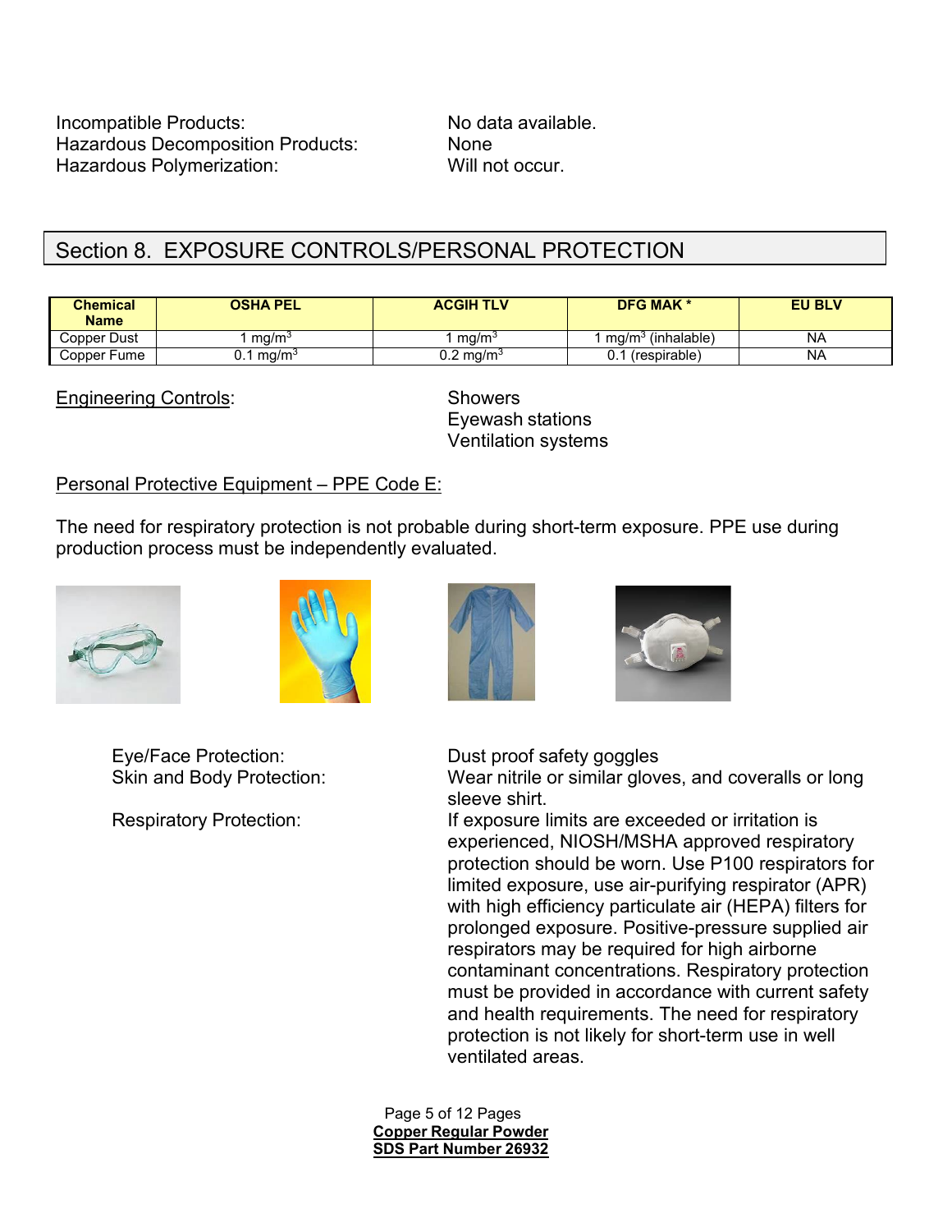Incompatible Products: No data available.
Hazardous Decomposition Products: None
Hazardous Polymerization: Will not occur.

## Section 8. EXPOSURE CONTROLS/PERSONAL PROTECTION

| Chemical Name | OSHA PEL | ACGIH TLV | DFG MAK * | EU BLV |
|---|---|---|---|---|
| Copper Dust | 1 mg/m$^3$ | 1 mg/m$^3$ | 1 mg/m$^3$ (inhalable) | NA |
| Copper Fume | 0.1 mg/m$^3$ | 0.2 mg/m$^3$ | 0.1 (respirable) | NA |

Engineering Controls:

- Showers
- Eyewash stations
- Ventilation systems

Personal Protective Equipment – PPE Code E:

The need for respiratory protection is not probable during short-term exposure. PPE use during production process must be independently evaluated.

Eye/Face Protection: Dust proof safety goggles

Skin and Body Protection: Wear nitrile or similar gloves, and coveralls or long sleeve shirt.

Respiratory Protection: If exposure limits are exceeded or irritation is experienced, NIOSH/MSHA approved respiratory protection should be worn. Use P100 respirators for limited exposure, use air-purifying respirator (APR) with high efficiency particulate air (HEPA) filters for prolonged exposure. Positive-pressure supplied air respirators may be required for high airborne contaminant concentrations. Respiratory protection must be provided in accordance with current safety and health requirements. The need for respiratory protection is not likely for short-term use in well ventilated areas.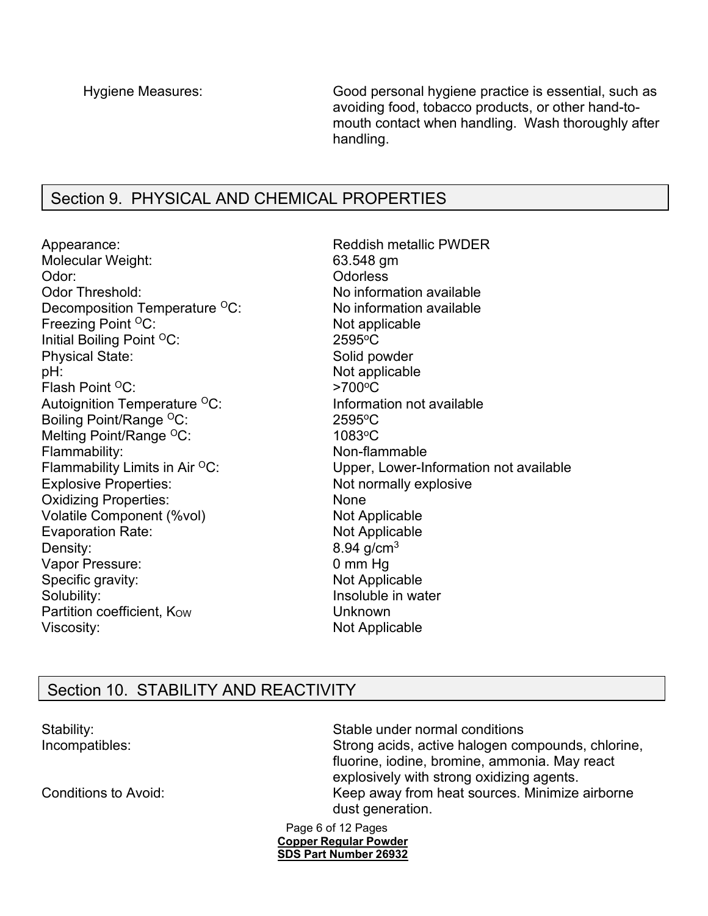Hygiene Measures: Good personal hygiene practice is essential, such as avoiding food, tobacco products, or other hand-to-mouth contact when handling. Wash thoroughly after handling.

## Section 9. PHYSICAL AND CHEMICAL PROPERTIES

| | |
|---|---|
| Appearance: | Reddish metallic PWDER |
| Molecular Weight: | 63.548 gm |
| Odor: | Odorless |
| Odor Threshold: | No information available |
| Decomposition Temperature $^{O}C$: | No information available |
| Freezing Point $^{O}C$: | Not applicable |
| Initial Boiling Point $^{O}C$: | 2595$^{o}$C |
| Physical State: | Solid powder |
| pH: | Not applicable |
| Flash Point $^{O}C$: | >700$^{o}$C |
| Autoignition Temperature $^{O}C$: | Information not available |
| Boiling Point/Range $^{O}C$: | 2595$^{o}$C |
| Melting Point/Range $^{O}C$: | 1083$^{o}$C |
| Flammability: | Non-flammable |
| Flammability Limits in Air $^{O}C$: | Upper, Lower-Information not available |
| Explosive Properties: | Not normally explosive |
| Oxidizing Properties: | None |
| Volatile Component (%vol) | Not Applicable |
| Evaporation Rate: | Not Applicable |
| Density: | 8.94 g/cm$^3$ |
| Vapor Pressure: | 0 mm Hg |
| Specific gravity: | Not Applicable |
| Solubility: | Insoluble in water |
| Partition coefficient, $K_{OW}$ | Unknown |
| Viscosity: | Not Applicable |

## Section 10. STABILITY AND REACTIVITY

| | |
|---|---|
| Stability: | Stable under normal conditions |
| Incompatibles: | Strong acids, active halogen compounds, chlorine, fluorine, iodine, bromine, ammonia. May react explosively with strong oxidizing agents. |
| Conditions to Avoid: | Keep away from heat sources. Minimize airborne dust generation. |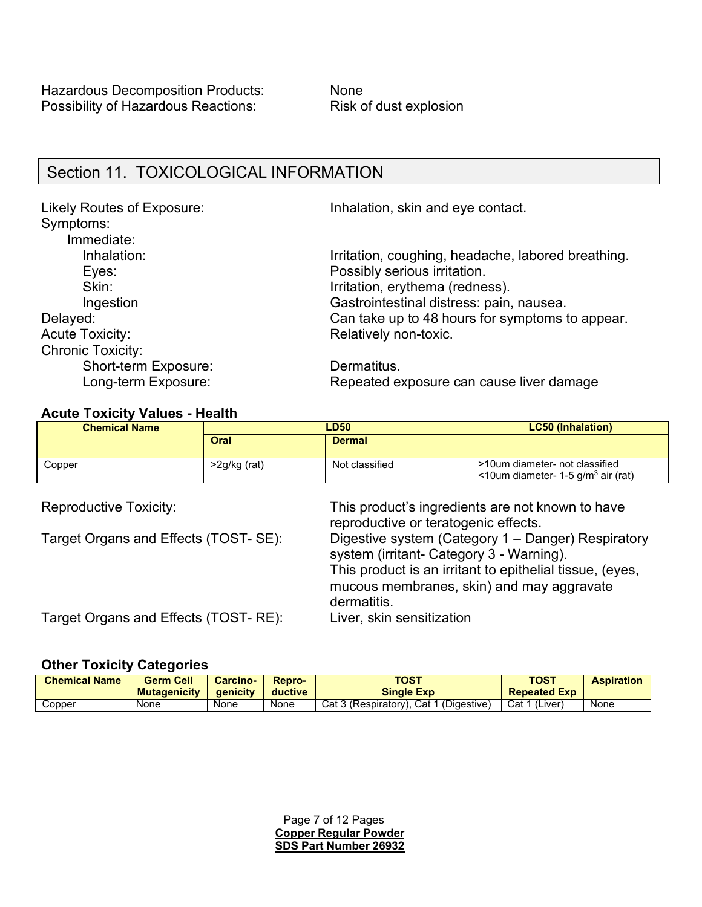Hazardous Decomposition Products: None
Possibility of Hazardous Reactions: Risk of dust explosion

## Section 11. TOXICOLOGICAL INFORMATION

Likely Routes of Exposure: Inhalation, skin and eye contact.

Symptoms:

- Immediate:
  - Inhalation: Irritation, coughing, headache, labored breathing.
  - Eyes: Possibly serious irritation.
  - Skin: Irritation, erythema (redness).
  - Ingestion: Gastrointestinal distress: pain, nausea.

Delayed: Can take up to 48 hours for symptoms to appear.

Acute Toxicity: Relatively non-toxic.

Chronic Toxicity:

- Short-term Exposure: Dermatitus.
- Long-term Exposure: Repeated exposure can cause liver damage

**Acute Toxicity Values - Health**

| Chemical Name | LD50 | | LC50 (Inhalation) |
|---|---|---|---|
| | Oral | Dermal | |
| Copper | >2g/kg (rat) | Not classified | >10um diameter- not classified<br><10um diameter- 1-5 g/m$^3$ air (rat) |

Reproductive Toxicity: This product's ingredients are not known to have reproductive or teratogenic effects.

Target Organs and Effects (TOST- SE): Digestive system (Category 1 – Danger) Respiratory system (irritant- Category 3 - Warning).
This product is an irritant to epithelial tissue, (eyes, mucous membranes, skin) and may aggravate dermatitis.

Target Organs and Effects (TOST- RE): Liver, skin sensitization

**Other Toxicity Categories**

| Chemical Name | Germ Cell Mutagenicity | Carcino-genicity | Repro-ductive | TOST Single Exp | TOST Repeated Exp | Aspiration |
|---|---|---|---|---|---|---|
| Copper | None | None | None | Cat 3 (Respiratory), Cat 1 (Digestive) | Cat 1 (Liver) | None |

**Copper Regular Powder**
**SDS Part Number 26932**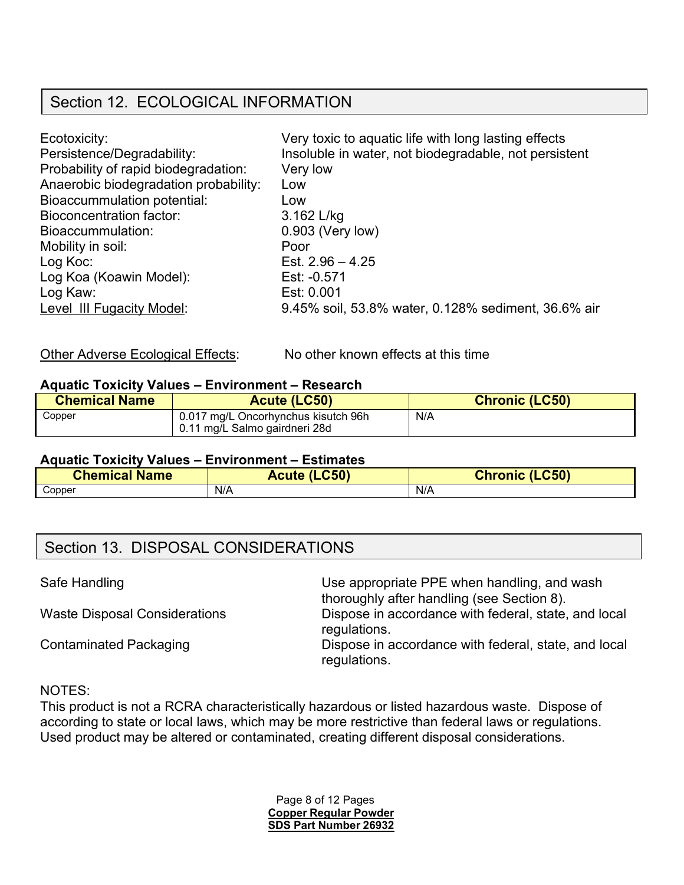## Section 12. ECOLOGICAL INFORMATION

| | |
|---|---|
| Ecotoxicity: | Very toxic to aquatic life with long lasting effects |
| Persistence/Degradability: | Insoluble in water, not biodegradable, not persistent |
| Probability of rapid biodegradation: | Very low |
| Anaerobic biodegradation probability: | Low |
| Bioaccummulation potential: | Low |
| Bioconcentration factor: | 3.162 L/kg |
| Bioaccummulation: | 0.903 (Very low) |
| Mobility in soil: | Poor |
| Log Koc: | Est. 2.96 – 4.25 |
| Log Koa (Koawin Model): | Est: -0.571 |
| Log Kaw: | Est: 0.001 |
| Level III Fugacity Model: | 9.45% soil, 53.8% water, 0.128% sediment, 36.6% air |

Other Adverse Ecological Effects: No other known effects at this time

**Aquatic Toxicity Values – Environment – Research**

| Chemical Name | Acute (LC50) | Chronic (LC50) |
|---|---|---|
| Copper | 0.017 mg/L Oncorhynchus kisutch 96h<br>0.11 mg/L Salmo gairdneri 28d | N/A |

**Aquatic Toxicity Values – Environment – Estimates**

| Chemical Name | Acute (LC50) | Chronic (LC50) |
|---|---|---|
| Copper | N/A | N/A |

## Section 13. DISPOSAL CONSIDERATIONS

| | |
|---|---|
| Safe Handling | Use appropriate PPE when handling, and wash thoroughly after handling (see Section 8). |
| Waste Disposal Considerations | Dispose in accordance with federal, state, and local regulations. |
| Contaminated Packaging | Dispose in accordance with federal, state, and local regulations. |

NOTES:
This product is not a RCRA characteristically hazardous or listed hazardous waste. Dispose of according to state or local laws, which may be more restrictive than federal laws or regulations. Used product may be altered or contaminated, creating different disposal considerations.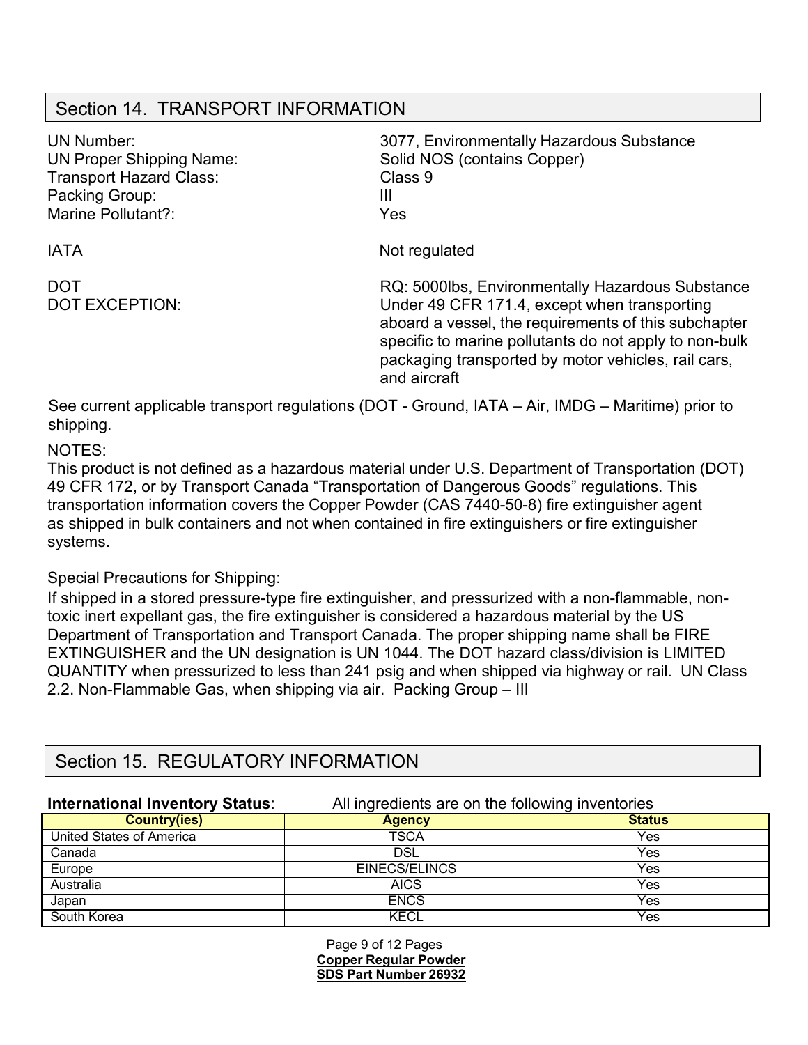## Section 14. TRANSPORT INFORMATION

| | |
|---|---|
| UN Number: | 3077, Environmentally Hazardous Substance |
| UN Proper Shipping Name: | Solid NOS (contains Copper) |
| Transport Hazard Class: | Class 9 |
| Packing Group: | III |
| Marine Pollutant?: | Yes |
| IATA | Not regulated |
| DOT | RQ: 5000lbs, Environmentally Hazardous Substance |
| DOT EXCEPTION: | Under 49 CFR 171.4, except when transporting aboard a vessel, the requirements of this subchapter specific to marine pollutants do not apply to non-bulk packaging transported by motor vehicles, rail cars, and aircraft |

See current applicable transport regulations (DOT - Ground, IATA – Air, IMDG – Maritime) prior to shipping.

NOTES:

This product is not defined as a hazardous material under U.S. Department of Transportation (DOT) 49 CFR 172, or by Transport Canada "Transportation of Dangerous Goods" regulations. This transportation information covers the Copper Powder (CAS 7440-50-8) fire extinguisher agent as shipped in bulk containers and not when contained in fire extinguishers or fire extinguisher systems.

Special Precautions for Shipping:

If shipped in a stored pressure-type fire extinguisher, and pressurized with a non-flammable, non-toxic inert expellant gas, the fire extinguisher is considered a hazardous material by the US Department of Transportation and Transport Canada. The proper shipping name shall be FIRE EXTINGUISHER and the UN designation is UN 1044. The DOT hazard class/division is LIMITED QUANTITY when pressurized to less than 241 psig and when shipped via highway or rail. UN Class 2.2. Non-Flammable Gas, when shipping via air. Packing Group – III

## Section 15. REGULATORY INFORMATION

**International Inventory Status**: All ingredients are on the following inventories

| Country(ies) | Agency | Status |
|---|---|---|
| United States of America | TSCA | Yes |
| Canada | DSL | Yes |
| Europe | EINECS/ELINCS | Yes |
| Australia | AICS | Yes |
| Japan | ENCS | Yes |
| South Korea | KECL | Yes |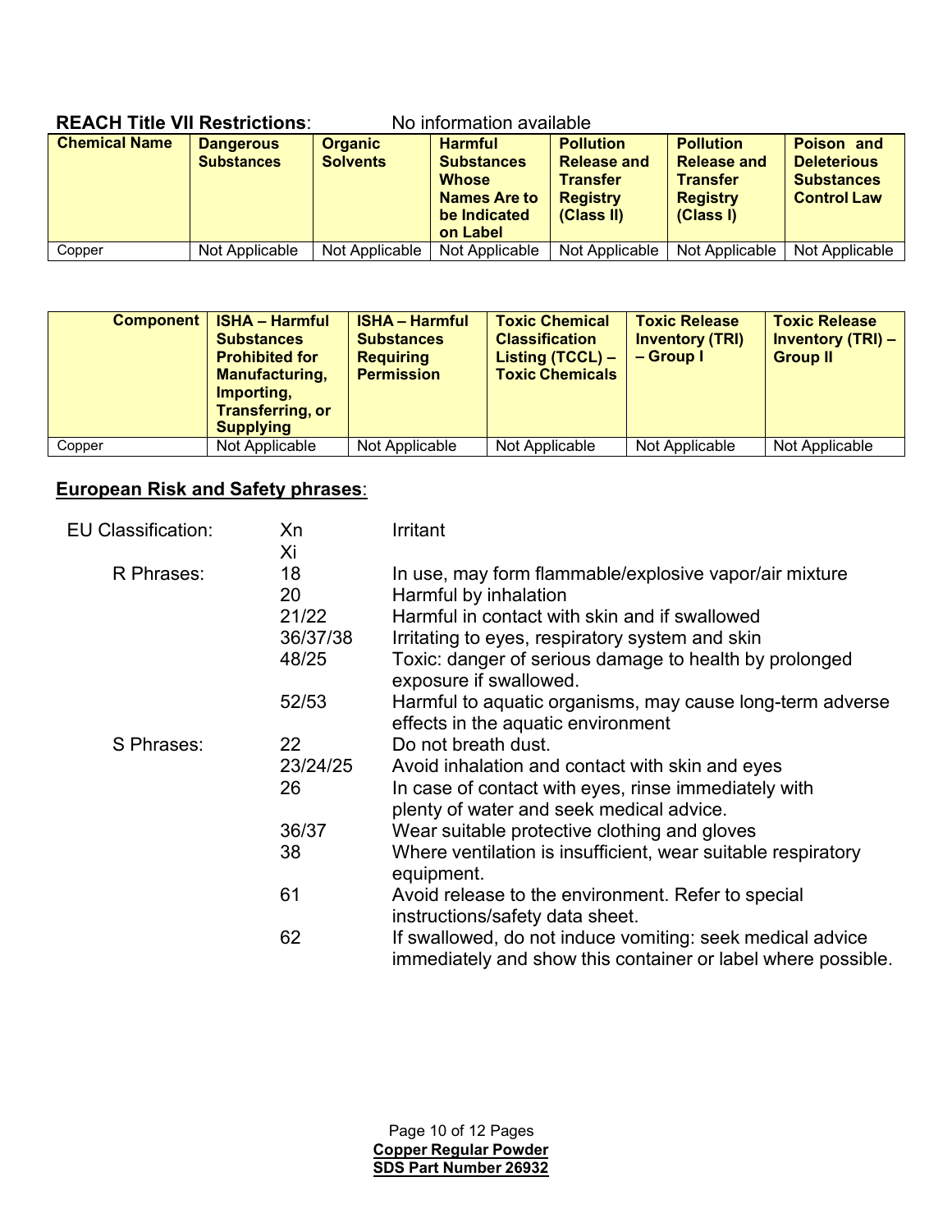**REACH Title VII Restrictions**: No information available

| Chemical Name | Dangerous Substances | Organic Solvents | Harmful Substances Whose Names Are to be Indicated on Label | Pollution Release and Transfer Registry (Class II) | Pollution Release and Transfer Registry (Class I) | Poison and Deleterious Substances Control Law |
|---|---|---|---|---|---|---|
| Copper | Not Applicable | Not Applicable | Not Applicable | Not Applicable | Not Applicable | Not Applicable |

| Component | ISHA – Harmful Substances Prohibited for Manufacturing, Importing, Transferring, or Supplying | ISHA – Harmful Substances Requiring Permission | Toxic Chemical Classification Listing (TCCL) – Toxic Chemicals | Toxic Release Inventory (TRI) – Group I | Toxic Release Inventory (TRI) – Group II |
|---|---|---|---|---|---|
| Copper | Not Applicable | Not Applicable | Not Applicable | Not Applicable | Not Applicable |

## European Risk and Safety phrases:

| | | |
|---|---|---|
| EU Classification: | Xn | Irritant |
| | Xi | |
| R Phrases: | 18 | In use, may form flammable/explosive vapor/air mixture |
| | 20 | Harmful by inhalation |
| | 21/22 | Harmful in contact with skin and if swallowed |
| | 36/37/38 | Irritating to eyes, respiratory system and skin |
| | 48/25 | Toxic: danger of serious damage to health by prolonged exposure if swallowed. |
| | 52/53 | Harmful to aquatic organisms, may cause long-term adverse effects in the aquatic environment |
| S Phrases: | 22 | Do not breath dust. |
| | 23/24/25 | Avoid inhalation and contact with skin and eyes |
| | 26 | In case of contact with eyes, rinse immediately with plenty of water and seek medical advice. |
| | 36/37 | Wear suitable protective clothing and gloves |
| | 38 | Where ventilation is insufficient, wear suitable respiratory equipment. |
| | 61 | Avoid release to the environment. Refer to special instructions/safety data sheet. |
| | 62 | If swallowed, do not induce vomiting: seek medical advice immediately and show this container or label where possible. |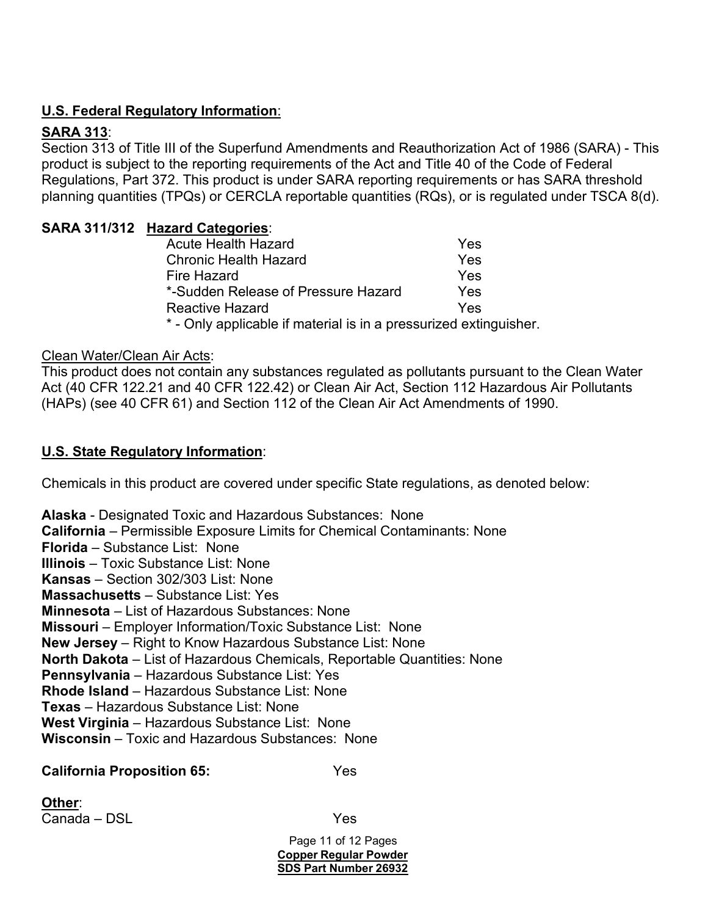**U.S. Federal Regulatory Information**:

**SARA 313**:

Section 313 of Title III of the Superfund Amendments and Reauthorization Act of 1986 (SARA) - This product is subject to the reporting requirements of the Act and Title 40 of the Code of Federal Regulations, Part 372. This product is under SARA reporting requirements or has SARA threshold planning quantities (TPQs) or CERCLA reportable quantities (RQs), or is regulated under TSCA 8(d).

**SARA 311/312 Hazard Categories**:

| | |
|---|---|
| Acute Health Hazard | Yes |
| Chronic Health Hazard | Yes |
| Fire Hazard | Yes |
| *-Sudden Release of Pressure Hazard | Yes |
| Reactive Hazard | Yes |

* - Only applicable if material is in a pressurized extinguisher.

Clean Water/Clean Air Acts:

This product does not contain any substances regulated as pollutants pursuant to the Clean Water Act (40 CFR 122.21 and 40 CFR 122.42) or Clean Air Act, Section 112 Hazardous Air Pollutants (HAPs) (see 40 CFR 61) and Section 112 of the Clean Air Act Amendments of 1990.

**U.S. State Regulatory Information**:

Chemicals in this product are covered under specific State regulations, as denoted below:

**Alaska** - Designated Toxic and Hazardous Substances: None
**California** – Permissible Exposure Limits for Chemical Contaminants: None
**Florida** – Substance List: None
**Illinois** – Toxic Substance List: None
**Kansas** – Section 302/303 List: None
**Massachusetts** – Substance List: Yes
**Minnesota** – List of Hazardous Substances: None
**Missouri** – Employer Information/Toxic Substance List: None
**New Jersey** – Right to Know Hazardous Substance List: None
**North Dakota** – List of Hazardous Chemicals, Reportable Quantities: None
**Pennsylvania** – Hazardous Substance List: Yes
**Rhode Island** – Hazardous Substance List: None
**Texas** – Hazardous Substance List: None
**West Virginia** – Hazardous Substance List: None
**Wisconsin** – Toxic and Hazardous Substances: None

**California Proposition 65:** Yes

**Other**:

Canada – DSL Yes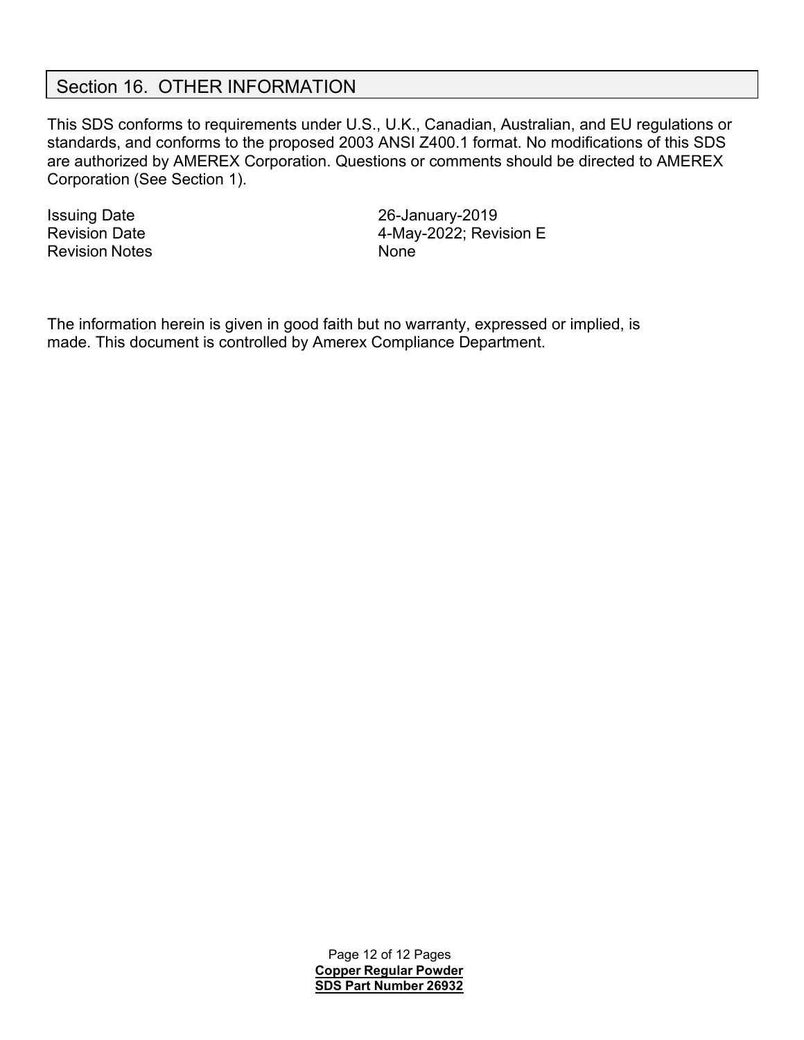## Section 16. OTHER INFORMATION

This SDS conforms to requirements under U.S., U.K., Canadian, Australian, and EU regulations or standards, and conforms to the proposed 2003 ANSI Z400.1 format. No modifications of this SDS are authorized by AMEREX Corporation. Questions or comments should be directed to AMEREX Corporation (See Section 1).

| | |
|---|---|
| Issuing Date | 26-January-2019 |
| Revision Date | 4-May-2022; Revision E |
| Revision Notes | None |

The information herein is given in good faith but no warranty, expressed or implied, is made. This document is controlled by Amerex Compliance Department.